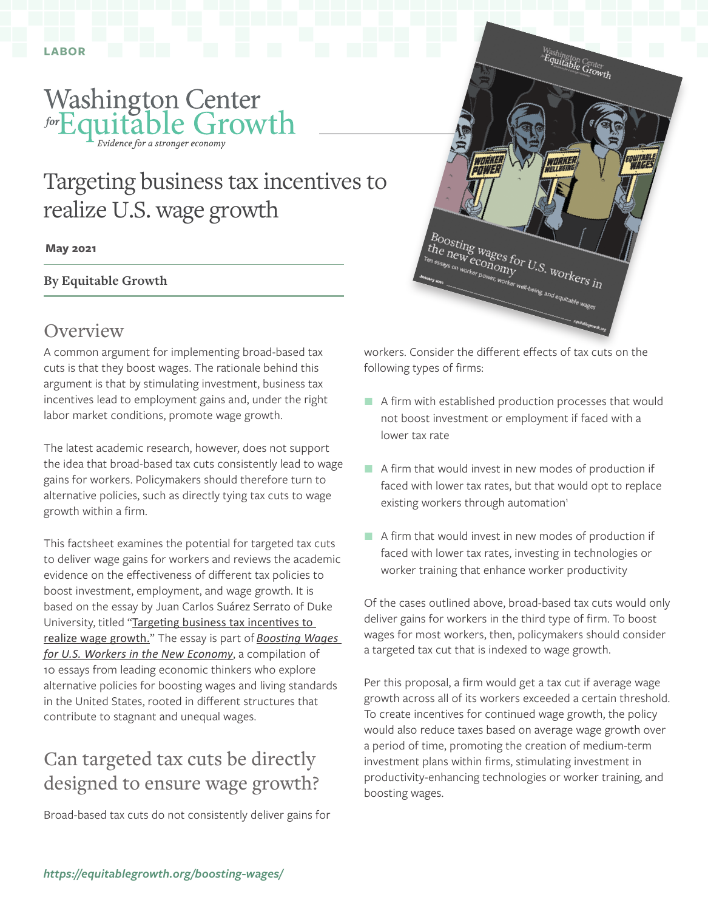LABOR

Washington Center for Equitable Growth

*Evidence for a stronger economy*

# Targeting business tax incentives to realize U.S. wage growth

**May 2021**

**By Equitable Growth**

## Overview

A common argument for implementing broad-based tax cuts is that they boost wages. The rationale behind this argument is that by stimulating investment, business tax incentives lead to employment gains and, under the right labor market conditions, promote wage growth.

The latest academic research, however, does not support the idea that broad-based tax cuts consistently lead to wage gains for workers. Policymakers should therefore turn to alternative policies, such as directly tying tax cuts to wage growth within a firm.

This factsheet examines the potential for targeted tax cuts to deliver wage gains for workers and reviews the academic evidence on the effectiveness of different tax policies to boost investment, employment, and wage growth. It is based on the essay by Juan Carlos Suárez Serrato of Duke University, titled "Targeting business tax incentives to realize wage growth." The essay is part of *Boosting Wages for U.S. Workers in the New Economy*, a compilation of 10 essays from leading economic thinkers who explore alternative policies for boosting wages and living standards in the United States, rooted in different structures that contribute to stagnant and unequal wages.

## Can targeted tax cuts be directly designed to ensure wage growth?

Broad-based tax cuts do not consistently deliver gains for workers. Consider the different effects of tax cuts on the following types of firms:

- A firm with established production processes that would not boost investment or employment if faced with a lower tax rate
- A firm that would invest in new modes of production if faced with lower tax rates, but that would opt to replace existing workers through automation[1]
- A firm that would invest in new modes of production if faced with lower tax rates, investing in technologies or worker training that enhance worker productivity

Of the cases outlined above, broad-based tax cuts would only deliver gains for workers in the third type of firm. To boost wages for most workers, then, policymakers should consider a targeted tax cut that is indexed to wage growth.

Per this proposal, a firm would get a tax cut if average wage growth across all of its workers exceeded a certain threshold. To create incentives for continued wage growth, the policy would also reduce taxes based on average wage growth over a period of time, promoting the creation of medium-term investment plans within firms, stimulating investment in productivity-enhancing technologies or worker training, and boosting wages.

*https://equitablegrowth.org/boosting-wages/*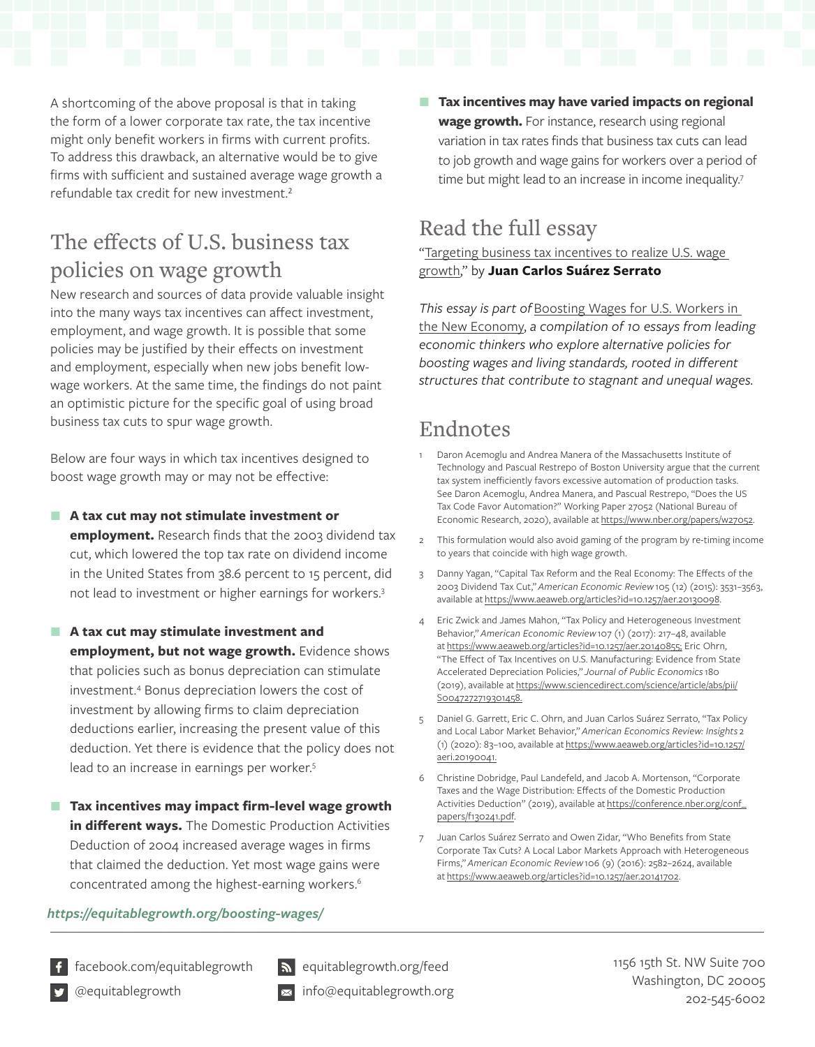A shortcoming of the above proposal is that in taking the form of a lower corporate tax rate, the tax incentive might only benefit workers in firms with current profits. To address this drawback, an alternative would be to give firms with sufficient and sustained average wage growth a refundable tax credit for new investment.[2]

## The effects of U.S. business tax policies on wage growth

New research and sources of data provide valuable insight into the many ways tax incentives can affect investment, employment, and wage growth. It is possible that some policies may be justified by their effects on investment and employment, especially when new jobs benefit low-wage workers. At the same time, the findings do not paint an optimistic picture for the specific goal of using broad business tax cuts to spur wage growth.

Below are four ways in which tax incentives designed to boost wage growth may or may not be effective:

- **A tax cut may not stimulate investment or employment.** Research finds that the 2003 dividend tax cut, which lowered the top tax rate on dividend income in the United States from 38.6 percent to 15 percent, did not lead to investment or higher earnings for workers.[3]

- **A tax cut may stimulate investment and employment, but not wage growth.** Evidence shows that policies such as bonus depreciation can stimulate investment.[4] Bonus depreciation lowers the cost of investment by allowing firms to claim depreciation deductions earlier, increasing the present value of this deduction. Yet there is evidence that the policy does not lead to an increase in earnings per worker.[5]

- **Tax incentives may impact firm-level wage growth in different ways.** The Domestic Production Activities Deduction of 2004 increased average wages in firms that claimed the deduction. Yet most wage gains were concentrated among the highest-earning workers.[6]

- **Tax incentives may have varied impacts on regional wage growth.** For instance, research using regional variation in tax rates finds that business tax cuts can lead to job growth and wage gains for workers over a period of time but might lead to an increase in income inequality.[7]

***https://equitablegrowth.org/boosting-wages/***

## Read the full essay

"Targeting business tax incentives to realize U.S. wage growth," by **Juan Carlos Suárez Serrato**

*This essay is part of* Boosting Wages for U.S. Workers in the New Economy*, a compilation of 10 essays from leading economic thinkers who explore alternative policies for boosting wages and living standards, rooted in different structures that contribute to stagnant and unequal wages.*

## Endnotes

1. Daron Acemoglu and Andrea Manera of the Massachusetts Institute of Technology and Pascual Restrepo of Boston University argue that the current tax system inefficiently favors excessive automation of production tasks. See Daron Acemoglu, Andrea Manera, and Pascual Restrepo, "Does the US Tax Code Favor Automation?" Working Paper 27052 (National Bureau of Economic Research, 2020), available at https://www.nber.org/papers/w27052.
2. This formulation would also avoid gaming of the program by re-timing income to years that coincide with high wage growth.
3. Danny Yagan, "Capital Tax Reform and the Real Economy: The Effects of the 2003 Dividend Tax Cut," *American Economic Review* 105 (12) (2015): 3531–3563, available at https://www.aeaweb.org/articles?id=10.1257/aer.20130098.
4. Eric Zwick and James Mahon, "Tax Policy and Heterogeneous Investment Behavior," *American Economic Review* 107 (1) (2017): 217–48, available at https://www.aeaweb.org/articles?id=10.1257/aer.20140855; Eric Ohrn, "The Effect of Tax Incentives on U.S. Manufacturing: Evidence from State Accelerated Depreciation Policies," *Journal of Public Economics* 180 (2019), available at https://www.sciencedirect.com/science/article/abs/pii/S0047272719301458.
5. Daniel G. Garrett, Eric C. Ohrn, and Juan Carlos Suárez Serrato, "Tax Policy and Local Labor Market Behavior," *American Economics Review: Insights* 2 (1) (2020): 83–100, available at https://www.aeaweb.org/articles?id=10.1257/aeri.20190041.
6. Christine Dobridge, Paul Landefeld, and Jacob A. Mortenson, "Corporate Taxes and the Wage Distribution: Effects of the Domestic Production Activities Deduction" (2019), available at https://conference.nber.org/conf_papers/f130241.pdf.
7. Juan Carlos Suárez Serrato and Owen Zidar, "Who Benefits from State Corporate Tax Cuts? A Local Labor Markets Approach with Heterogeneous Firms," *American Economic Review* 106 (9) (2016): 2582–2624, available at https://www.aeaweb.org/articles?id=10.1257/aer.20141702.

facebook.com/equitablegrowth
@equitablegrowth
equitablegrowth.org/feed
info@equitablegrowth.org

1156 15th St. NW Suite 700
Washington, DC 20005
202-545-6002